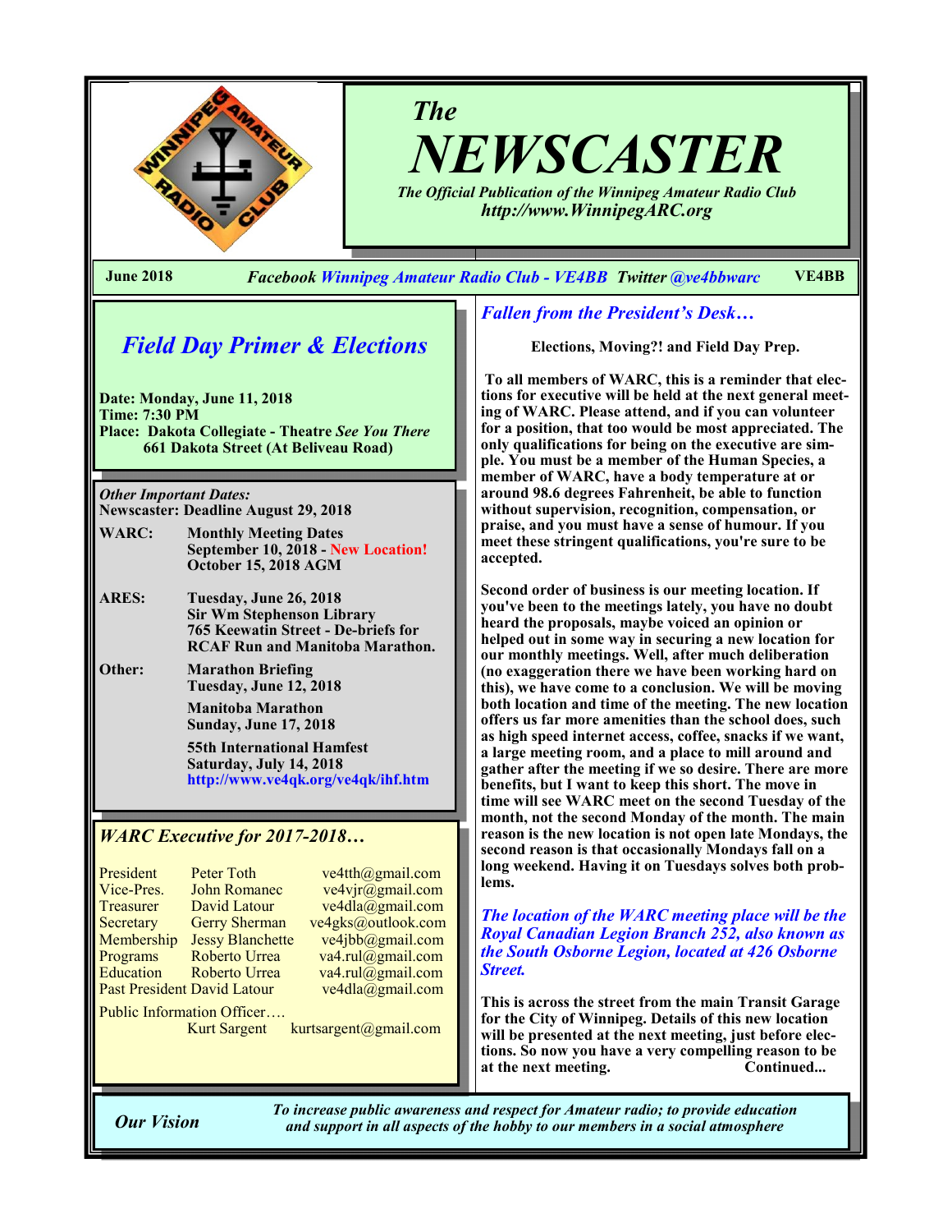# The NEWSCASTER

*The Official Publication of the Winnipeg Amateur Radio Club*
*http://www.WinnipegARC.org*

**June 2018** — *Facebook Winnipeg Amateur Radio Club - VE4BB Twitter @ve4bbwarc* — **VE4BB**

## *Field Day Primer & Elections*

**Date: Monday, June 11, 2018**
**Time: 7:30 PM**
**Place: Dakota Collegiate - Theatre** ***See You There***
**661 Dakota Street (At Beliveau Road)**

*Other Important Dates:*
**Newscaster: Deadline August 29, 2018**

| | |
|---|---|
| **WARC:** | **Monthly Meeting Dates**<br>**September 10, 2018 - New Location!**<br>**October 15, 2018 AGM** |
| **ARES:** | **Tuesday, June 26, 2018**<br>**Sir Wm Stephenson Library**<br>**765 Keewatin Street - De-briefs for RCAF Run and Manitoba Marathon.** |
| **Other:** | **Marathon Briefing**<br>**Tuesday, June 12, 2018** |
| | **Manitoba Marathon**<br>**Sunday, June 17, 2018** |
| | **55th International Hamfest**<br>**Saturday, July 14, 2018**<br>**http://www.ve4qk.org/ve4qk/ihf.htm** |

### *WARC Executive for 2017-2018…*

| Position | Name | Email |
|---|---|---|
| President | Peter Toth | ve4tth@gmail.com |
| Vice-Pres. | John Romanec | ve4vjr@gmail.com |
| Treasurer | David Latour | ve4dla@gmail.com |
| Secretary | Gerry Sherman | ve4gks@outlook.com |
| Membership | Jessy Blanchette | ve4jbb@gmail.com |
| Programs | Roberto Urrea | va4.rul@gmail.com |
| Education | Roberto Urrea | va4.rul@gmail.com |
| Past President | David Latour | ve4dla@gmail.com |
| Public Information Officer…. | Kurt Sargent | kurtsargent@gmail.com |

## *Fallen from the President's Desk…*

**Elections, Moving?! and Field Day Prep.**

**To all members of WARC, this is a reminder that elections for executive will be held at the next general meeting of WARC. Please attend, and if you can volunteer for a position, that too would be most appreciated. The only qualifications for being on the executive are simple. You must be a member of the Human Species, a member of WARC, have a body temperature at or around 98.6 degrees Fahrenheit, be able to function without supervision, recognition, compensation, or praise, and you must have a sense of humour. If you meet these stringent qualifications, you're sure to be accepted.**

**Second order of business is our meeting location. If you've been to the meetings lately, you have no doubt heard the proposals, maybe voiced an opinion or helped out in some way in securing a new location for our monthly meetings. Well, after much deliberation (no exaggeration there we have been working hard on this), we have come to a conclusion. We will be moving both location and time of the meeting. The new location offers us far more amenities than the school does, such as high speed internet access, coffee, snacks if we want, a large meeting room, and a place to mill around and gather after the meeting if we so desire. There are more benefits, but I want to keep this short. The move in time will see WARC meet on the second Tuesday of the month, not the second Monday of the month. The main reason is the new location is not open late Mondays, the second reason is that occasionally Mondays fall on a long weekend. Having it on Tuesdays solves both problems.**

***The location of the WARC meeting place will be the Royal Canadian Legion Branch 252, also known as the South Osborne Legion, located at 426 Osborne Street.***

**This is across the street from the main Transit Garage for the City of Winnipeg. Details of this new location will be presented at the next meeting, just before elections. So now you have a very compelling reason to be at the next meeting. Continued...**

***Our Vision*** — *To increase public awareness and respect for Amateur radio; to provide education and support in all aspects of the hobby to our members in a social atmosphere*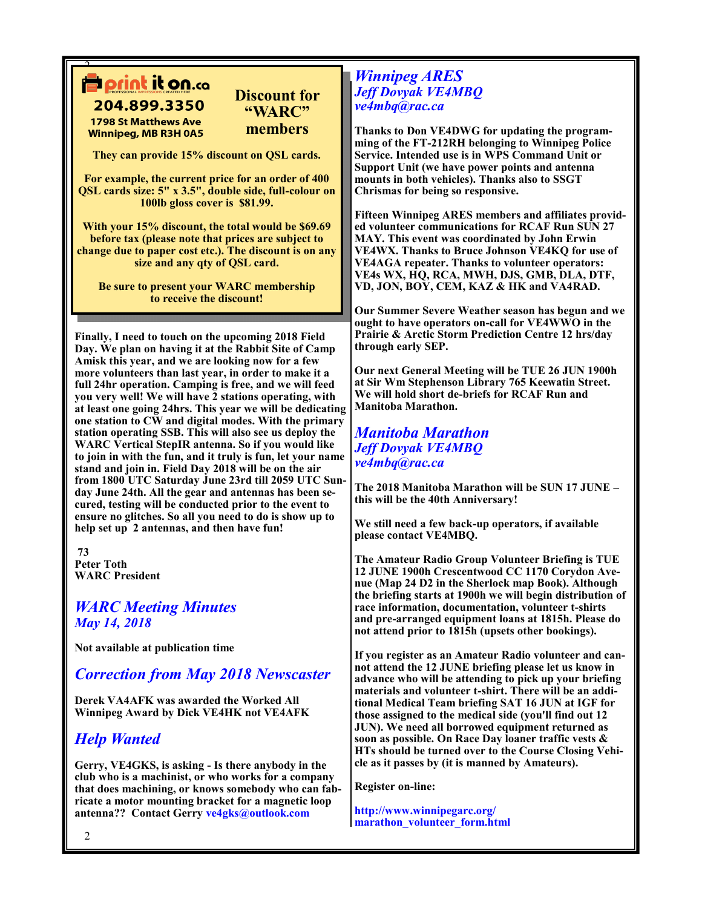**print it on.ca**

**204.899.3350**
**1798 St Matthews Ave**
**Winnipeg, MB R3H 0A5**

## Discount for "WARC" members

**They can provide 15% discount on QSL cards.**

**For example, the current price for an order of 400 QSL cards size: 5" x 3.5", double side, full-colour on 100lb gloss cover is $81.99.**

**With your 15% discount, the total would be $69.69 before tax (please note that prices are subject to change due to paper cost etc.). The discount is on any size and any qty of QSL card.**

**Be sure to present your WARC membership to receive the discount!**

**Finally, I need to touch on the upcoming 2018 Field Day. We plan on having it at the Rabbit Site of Camp Amisk this year, and we are looking now for a few more volunteers than last year, in order to make it a full 24hr operation. Camping is free, and we will feed you very well! We will have 2 stations operating, with at least one going 24hrs. This year we will be dedicating one station to CW and digital modes. With the primary station operating SSB. This will also see us deploy the WARC Vertical StepIR antenna. So if you would like to join in with the fun, and it truly is fun, let your name stand and join in. Field Day 2018 will be on the air from 1800 UTC Saturday June 23rd till 2059 UTC Sunday June 24th. All the gear and antennas has been secured, testing will be conducted prior to the event to ensure no glitches. So all you need to do is show up to help set up 2 antennas, and then have fun!**

**73**
**Peter Toth**
**WARC President**

## *WARC Meeting Minutes*
### *May 14, 2018*

**Not available at publication time**

## *Correction from May 2018 Newscaster*

**Derek VA4AFK was awarded the Worked All Winnipeg Award by Dick VE4HK not VE4AFK**

## *Help Wanted*

**Gerry, VE4GKS, is asking - Is there anybody in the club who is a machinist, or who works for a company that does machining, or knows somebody who can fabricate a motor mounting bracket for a magnetic loop antenna?? Contact Gerry ve4gks@outlook.com**

## *Winnipeg ARES*
### *Jeff Dovyak VE4MBQ*
*ve4mbq@rac.ca*

**Thanks to Don VE4DWG for updating the programming of the FT-212RH belonging to Winnipeg Police Service. Intended use is in WPS Command Unit or Support Unit (we have power points and antenna mounts in both vehicles). Thanks also to SSGT Chrismas for being so responsive.**

**Fifteen Winnipeg ARES members and affiliates provided volunteer communications for RCAF Run SUN 27 MAY. This event was coordinated by John Erwin VE4WX. Thanks to Bruce Johnson VE4KQ for use of VE4AGA repeater. Thanks to volunteer operators: VE4s WX, HQ, RCA, MWH, DJS, GMB, DLA, DTF, VD, JON, BOY, CEM, KAZ & HK and VA4RAD.**

**Our Summer Severe Weather season has begun and we ought to have operators on-call for VE4WWO in the Prairie & Arctic Storm Prediction Centre 12 hrs/day through early SEP.**

**Our next General Meeting will be TUE 26 JUN 1900h at Sir Wm Stephenson Library 765 Keewatin Street. We will hold short de-briefs for RCAF Run and Manitoba Marathon.**

## *Manitoba Marathon*
### *Jeff Dovyak VE4MBQ*
*ve4mbq@rac.ca*

**The 2018 Manitoba Marathon will be SUN 17 JUNE – this will be the 40th Anniversary!**

**We still need a few back-up operators, if available please contact VE4MBQ.**

**The Amateur Radio Group Volunteer Briefing is TUE 12 JUNE 1900h Crescentwood CC 1170 Corydon Avenue (Map 24 D2 in the Sherlock map Book). Although the briefing starts at 1900h we will begin distribution of race information, documentation, volunteer t-shirts and pre-arranged equipment loans at 1815h. Please do not attend prior to 1815h (upsets other bookings).**

**If you register as an Amateur Radio volunteer and cannot attend the 12 JUNE briefing please let us know in advance who will be attending to pick up your briefing materials and volunteer t-shirt. There will be an additional Medical Team briefing SAT 16 JUN at IGF for those assigned to the medical side (you'll find out 12 JUN). We need all borrowed equipment returned as soon as possible. On Race Day loaner traffic vests & HTs should be turned over to the Course Closing Vehicle as it passes by (it is manned by Amateurs).**

**Register on-line:**

**http://www.winnipegarc.org/marathon_volunteer_form.html**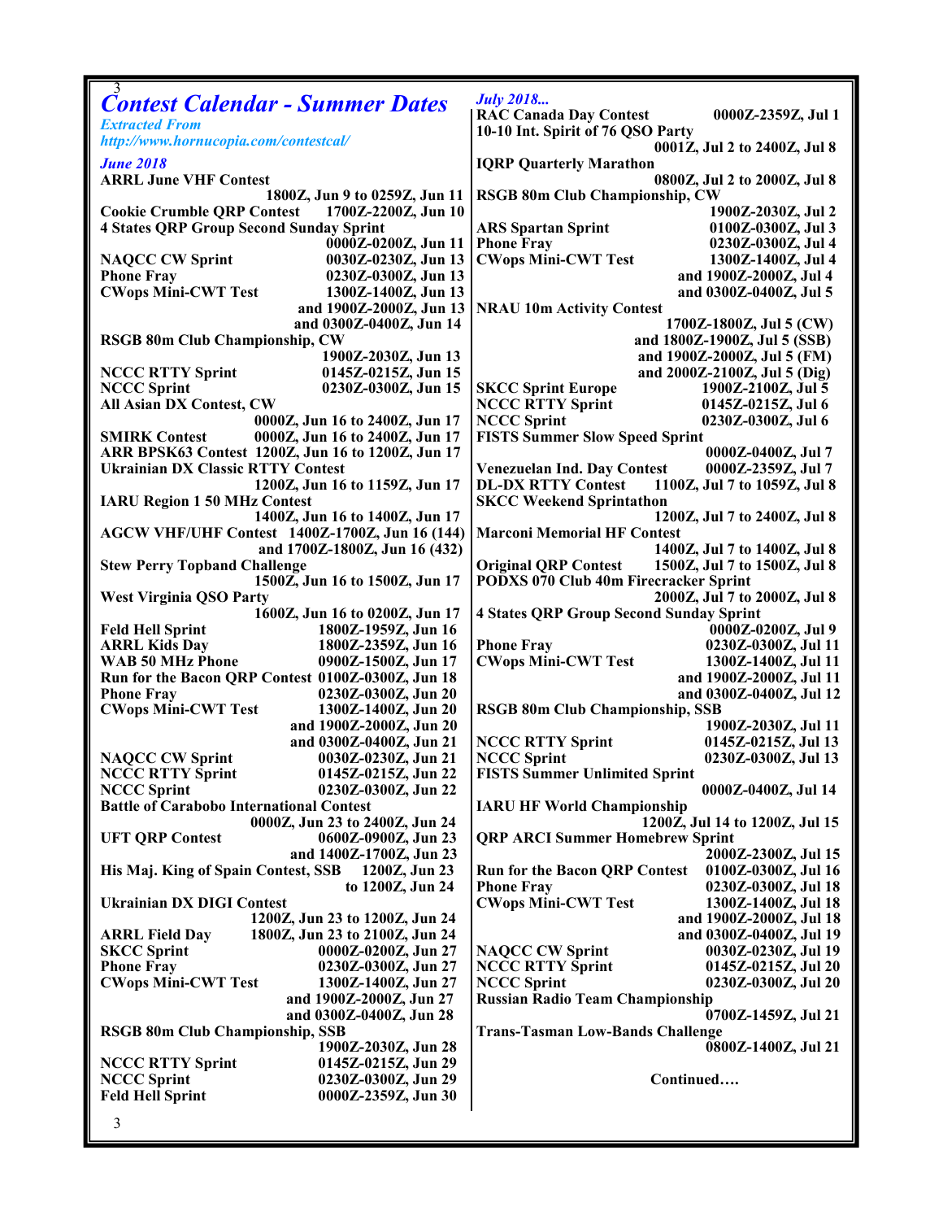# Contest Calendar - Summer Dates

*Extracted From*
*http://www.hornucopia.com/contestcal/*

## *June 2018*

**ARRL June VHF Contest** — 1800Z, Jun 9 to 0259Z, Jun 11
**Cookie Crumble QRP Contest** — 1700Z-2200Z, Jun 10
**4 States QRP Group Second Sunday Sprint** — 0000Z-0200Z, Jun 11
**NAQCC CW Sprint** — 0030Z-0230Z, Jun 13
**Phone Fray** — 0230Z-0300Z, Jun 13
**CWops Mini-CWT Test** — 1300Z-1400Z, Jun 13 and 1900Z-2000Z, Jun 13 and 0300Z-0400Z, Jun 14
**RSGB 80m Club Championship, CW** — 1900Z-2030Z, Jun 13
**NCCC RTTY Sprint** — 0145Z-0215Z, Jun 15
**NCCC Sprint** — 0230Z-0300Z, Jun 15
**All Asian DX Contest, CW** — 0000Z, Jun 16 to 2400Z, Jun 17
**SMIRK Contest** — 0000Z, Jun 16 to 2400Z, Jun 17
**ARR BPSK63 Contest** — 1200Z, Jun 16 to 1200Z, Jun 17
**Ukrainian DX Classic RTTY Contest** — 1200Z, Jun 16 to 1159Z, Jun 17
**IARU Region 1 50 MHz Contest** — 1400Z, Jun 16 to 1400Z, Jun 17
**AGCW VHF/UHF Contest** — 1400Z-1700Z, Jun 16 (144) and 1700Z-1800Z, Jun 16 (432)
**Stew Perry Topband Challenge** — 1500Z, Jun 16 to 1500Z, Jun 17
**West Virginia QSO Party** — 1600Z, Jun 16 to 0200Z, Jun 17
**Feld Hell Sprint** — 1800Z-1959Z, Jun 16
**ARRL Kids Day** — 1800Z-2359Z, Jun 16
**WAB 50 MHz Phone** — 0900Z-1500Z, Jun 17
**Run for the Bacon QRP Contest** — 0100Z-0300Z, Jun 18
**Phone Fray** — 0230Z-0300Z, Jun 20
**CWops Mini-CWT Test** — 1300Z-1400Z, Jun 20 and 1900Z-2000Z, Jun 20 and 0300Z-0400Z, Jun 21
**NAQCC CW Sprint** — 0030Z-0230Z, Jun 21
**NCCC RTTY Sprint** — 0145Z-0215Z, Jun 22
**NCCC Sprint** — 0230Z-0300Z, Jun 22
**Battle of Carabobo International Contest** — 0000Z, Jun 23 to 2400Z, Jun 24
**UFT QRP Contest** — 0600Z-0900Z, Jun 23 and 1400Z-1700Z, Jun 23
**His Maj. King of Spain Contest, SSB** — 1200Z, Jun 23 to 1200Z, Jun 24
**Ukrainian DX DIGI Contest** — 1200Z, Jun 23 to 1200Z, Jun 24
**ARRL Field Day** — 1800Z, Jun 23 to 2100Z, Jun 24
**SKCC Sprint** — 0000Z-0200Z, Jun 27
**Phone Fray** — 0230Z-0300Z, Jun 27
**CWops Mini-CWT Test** — 1300Z-1400Z, Jun 27 and 1900Z-2000Z, Jun 27 and 0300Z-0400Z, Jun 28
**RSGB 80m Club Championship, SSB** — 1900Z-2030Z, Jun 28
**NCCC RTTY Sprint** — 0145Z-0215Z, Jun 29
**NCCC Sprint** — 0230Z-0300Z, Jun 29
**Feld Hell Sprint** — 0000Z-2359Z, Jun 30

## *July 2018...*

**RAC Canada Day Contest** — 0000Z-2359Z, Jul 1
**10-10 Int. Spirit of 76 QSO Party** — 0001Z, Jul 2 to 2400Z, Jul 8
**IQRP Quarterly Marathon** — 0800Z, Jul 2 to 2000Z, Jul 8
**RSGB 80m Club Championship, CW** — 1900Z-2030Z, Jul 2
**ARS Spartan Sprint** — 0100Z-0300Z, Jul 3
**Phone Fray** — 0230Z-0300Z, Jul 4
**CWops Mini-CWT Test** — 1300Z-1400Z, Jul 4 and 1900Z-2000Z, Jul 4 and 0300Z-0400Z, Jul 5
**NRAU 10m Activity Contest** — 1700Z-1800Z, Jul 5 (CW) and 1800Z-1900Z, Jul 5 (SSB) and 1900Z-2000Z, Jul 5 (FM) and 2000Z-2100Z, Jul 5 (Dig)
**SKCC Sprint Europe** — 1900Z-2100Z, Jul 5
**NCCC RTTY Sprint** — 0145Z-0215Z, Jul 6
**NCCC Sprint** — 0230Z-0300Z, Jul 6
**FISTS Summer Slow Speed Sprint** — 0000Z-0400Z, Jul 7
**Venezuelan Ind. Day Contest** — 0000Z-2359Z, Jul 7
**DL-DX RTTY Contest** — 1100Z, Jul 7 to 1059Z, Jul 8
**SKCC Weekend Sprintathon** — 1200Z, Jul 7 to 2400Z, Jul 8
**Marconi Memorial HF Contest** — 1400Z, Jul 7 to 1400Z, Jul 8
**Original QRP Contest** — 1500Z, Jul 7 to 1500Z, Jul 8
**PODXS 070 Club 40m Firecracker Sprint** — 2000Z, Jul 7 to 2000Z, Jul 8
**4 States QRP Group Second Sunday Sprint** — 0000Z-0200Z, Jul 9
**Phone Fray** — 0230Z-0300Z, Jul 11
**CWops Mini-CWT Test** — 1300Z-1400Z, Jul 11 and 1900Z-2000Z, Jul 11 and 0300Z-0400Z, Jul 12
**RSGB 80m Club Championship, SSB** — 1900Z-2030Z, Jul 11
**NCCC RTTY Sprint** — 0145Z-0215Z, Jul 13
**NCCC Sprint** — 0230Z-0300Z, Jul 13
**FISTS Summer Unlimited Sprint** — 0000Z-0400Z, Jul 14
**IARU HF World Championship** — 1200Z, Jul 14 to 1200Z, Jul 15
**QRP ARCI Summer Homebrew Sprint** — 2000Z-2300Z, Jul 15
**Run for the Bacon QRP Contest** — 0100Z-0300Z, Jul 16
**Phone Fray** — 0230Z-0300Z, Jul 18
**CWops Mini-CWT Test** — 1300Z-1400Z, Jul 18 and 1900Z-2000Z, Jul 18 and 0300Z-0400Z, Jul 19
**NAQCC CW Sprint** — 0030Z-0230Z, Jul 19
**NCCC RTTY Sprint** — 0145Z-0215Z, Jul 20
**NCCC Sprint** — 0230Z-0300Z, Jul 20
**Russian Radio Team Championship** — 0700Z-1459Z, Jul 21
**Trans-Tasman Low-Bands Challenge** — 0800Z-1400Z, Jul 21

Continued….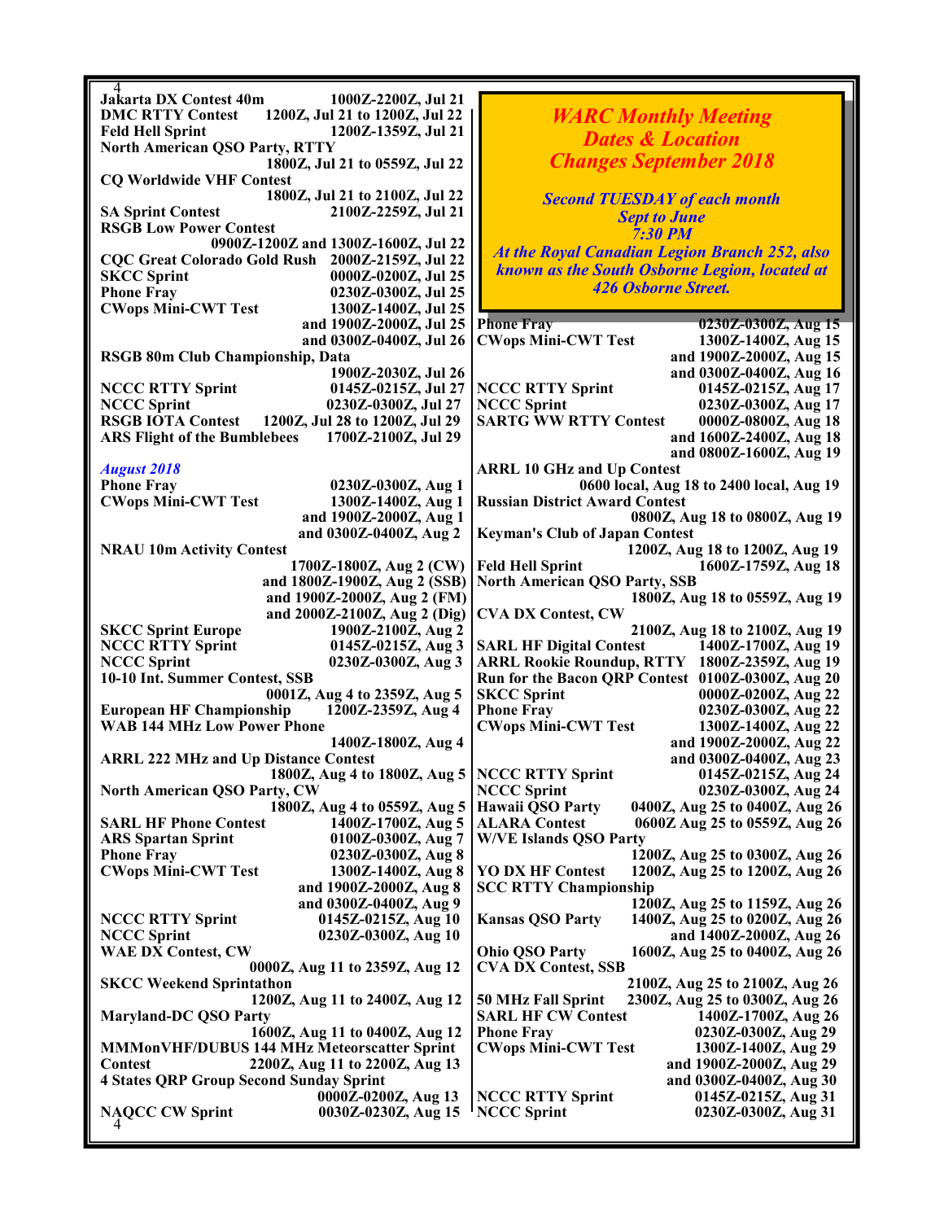Jakarta DX Contest 40m 1000Z-2200Z, Jul 21
DMC RTTY Contest 1200Z, Jul 21 to 1200Z, Jul 22
Feld Hell Sprint 1200Z-1359Z, Jul 21
North American QSO Party, RTTY 1800Z, Jul 21 to 0559Z, Jul 22
CQ Worldwide VHF Contest 1800Z, Jul 21 to 2100Z, Jul 22
SA Sprint Contest 2100Z-2259Z, Jul 21
RSGB Low Power Contest 0900Z-1200Z and 1300Z-1600Z, Jul 22
CQC Great Colorado Gold Rush 2000Z-2159Z, Jul 22
SKCC Sprint 0000Z-0200Z, Jul 25
Phone Fray 0230Z-0300Z, Jul 25
CWops Mini-CWT Test 1300Z-1400Z, Jul 25 and 1900Z-2000Z, Jul 25 and 0300Z-0400Z, Jul 26
RSGB 80m Club Championship, Data 1900Z-2030Z, Jul 26
NCCC RTTY Sprint 0145Z-0215Z, Jul 27
NCCC Sprint 0230Z-0300Z, Jul 27
RSGB IOTA Contest 1200Z, Jul 28 to 1200Z, Jul 29
ARS Flight of the Bumblebees 1700Z-2100Z, Jul 29

*August 2018*

Phone Fray 0230Z-0300Z, Aug 1
CWops Mini-CWT Test 1300Z-1400Z, Aug 1 and 1900Z-2000Z, Aug 1 and 0300Z-0400Z, Aug 2
NRAU 10m Activity Contest 1700Z-1800Z, Aug 2 (CW) and 1800Z-1900Z, Aug 2 (SSB) and 1900Z-2000Z, Aug 2 (FM) and 2000Z-2100Z, Aug 2 (Dig)
SKCC Sprint Europe 1900Z-2100Z, Aug 2
NCCC RTTY Sprint 0145Z-0215Z, Aug 3
NCCC Sprint 0230Z-0300Z, Aug 3
10-10 Int. Summer Contest, SSB 0001Z, Aug 4 to 2359Z, Aug 5
European HF Championship 1200Z-2359Z, Aug 4
WAB 144 MHz Low Power Phone 1400Z-1800Z, Aug 4
ARRL 222 MHz and Up Distance Contest 1800Z, Aug 4 to 1800Z, Aug 5
North American QSO Party, CW 1800Z, Aug 4 to 0559Z, Aug 5
SARL HF Phone Contest 1400Z-1700Z, Aug 5
ARS Spartan Sprint 0100Z-0300Z, Aug 7
Phone Fray 0230Z-0300Z, Aug 8
CWops Mini-CWT Test 1300Z-1400Z, Aug 8 and 1900Z-2000Z, Aug 8 and 0300Z-0400Z, Aug 9
NCCC RTTY Sprint 0145Z-0215Z, Aug 10
NCCC Sprint 0230Z-0300Z, Aug 10
WAE DX Contest, CW 0000Z, Aug 11 to 2359Z, Aug 12
SKCC Weekend Sprintathon 1200Z, Aug 11 to 2400Z, Aug 12
Maryland-DC QSO Party 1600Z, Aug 11 to 0400Z, Aug 12
MMMonVHF/DUBUS 144 MHz Meteorscatter Sprint Contest 2200Z, Aug 11 to 2200Z, Aug 13
4 States QRP Group Second Sunday Sprint 0000Z-0200Z, Aug 13
NAQCC CW Sprint 0030Z-0230Z, Aug 15

## *WARC Monthly Meeting Dates & Location Changes September 2018*

***Second TUESDAY of each month***
***Sept to June***
***7:30 PM***

***At the Royal Canadian Legion Branch 252, also known as the South Osborne Legion, located at 426 Osborne Street.***

Phone Fray 0230Z-0300Z, Aug 15
CWops Mini-CWT Test 1300Z-1400Z, Aug 15 and 1900Z-2000Z, Aug 15 and 0300Z-0400Z, Aug 16
NCCC RTTY Sprint 0145Z-0215Z, Aug 17
NCCC Sprint 0230Z-0300Z, Aug 17
SARTG WW RTTY Contest 0000Z-0800Z, Aug 18 and 1600Z-2400Z, Aug 18 and 0800Z-1600Z, Aug 19
ARRL 10 GHz and Up Contest 0600 local, Aug 18 to 2400 local, Aug 19
Russian District Award Contest 0800Z, Aug 18 to 0800Z, Aug 19
Keyman's Club of Japan Contest 1200Z, Aug 18 to 1200Z, Aug 19
Feld Hell Sprint 1600Z-1759Z, Aug 18
North American QSO Party, SSB 1800Z, Aug 18 to 0559Z, Aug 19
CVA DX Contest, CW 2100Z, Aug 18 to 2100Z, Aug 19
SARL HF Digital Contest 1400Z-1700Z, Aug 19
ARRL Rookie Roundup, RTTY 1800Z-2359Z, Aug 19
Run for the Bacon QRP Contest 0100Z-0300Z, Aug 20
SKCC Sprint 0000Z-0200Z, Aug 22
Phone Fray 0230Z-0300Z, Aug 22
CWops Mini-CWT Test 1300Z-1400Z, Aug 22 and 1900Z-2000Z, Aug 22 and 0300Z-0400Z, Aug 23
NCCC RTTY Sprint 0145Z-0215Z, Aug 24
NCCC Sprint 0230Z-0300Z, Aug 24
Hawaii QSO Party 0400Z, Aug 25 to 0400Z, Aug 26
ALARA Contest 0600Z Aug 25 to 0559Z, Aug 26
W/VE Islands QSO Party 1200Z, Aug 25 to 0300Z, Aug 26
YO DX HF Contest 1200Z, Aug 25 to 1200Z, Aug 26
SCC RTTY Championship 1200Z, Aug 25 to 1159Z, Aug 26
Kansas QSO Party 1400Z, Aug 25 to 0200Z, Aug 26 and 1400Z-2000Z, Aug 26
Ohio QSO Party 1600Z, Aug 25 to 0400Z, Aug 26
CVA DX Contest, SSB 2100Z, Aug 25 to 2100Z, Aug 26
50 MHz Fall Sprint 2300Z, Aug 25 to 0300Z, Aug 26
SARL HF CW Contest 1400Z-1700Z, Aug 26
Phone Fray 0230Z-0300Z, Aug 29
CWops Mini-CWT Test 1300Z-1400Z, Aug 29 and 1900Z-2000Z, Aug 29 and 0300Z-0400Z, Aug 30
NCCC RTTY Sprint 0145Z-0215Z, Aug 31
NCCC Sprint 0230Z-0300Z, Aug 31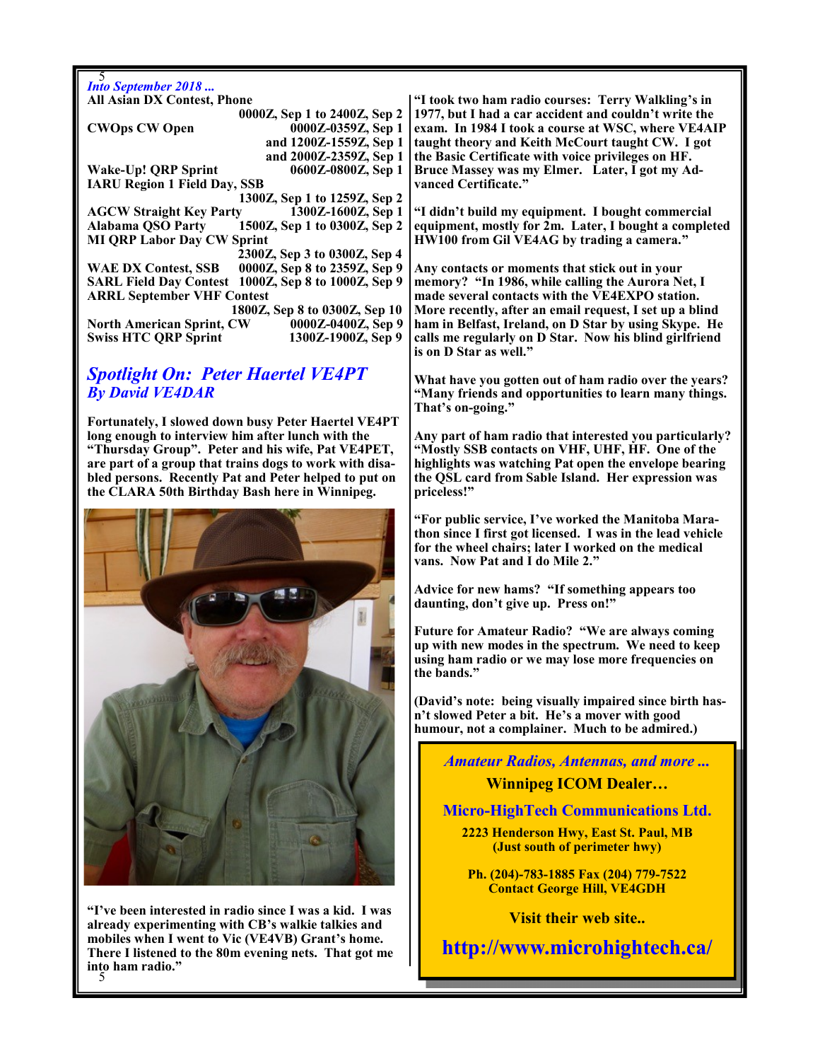*Into September 2018 ...*

| Event | Time |
|---|---|
| All Asian DX Contest, Phone | 0000Z, Sep 1 to 2400Z, Sep 2 |
| CWOps CW Open | 0000Z-0359Z, Sep 1 and 1200Z-1559Z, Sep 1 and 2000Z-2359Z, Sep 1 |
| Wake-Up! QRP Sprint | 0600Z-0800Z, Sep 1 |
| IARU Region 1 Field Day, SSB | 1300Z, Sep 1 to 1259Z, Sep 2 |
| AGCW Straight Key Party | 1300Z-1600Z, Sep 1 |
| Alabama QSO Party | 1500Z, Sep 1 to 0300Z, Sep 2 |
| MI QRP Labor Day CW Sprint | 2300Z, Sep 3 to 0300Z, Sep 4 |
| WAE DX Contest, SSB | 0000Z, Sep 8 to 2359Z, Sep 9 |
| SARL Field Day Contest | 1000Z, Sep 8 to 1000Z, Sep 9 |
| ARRL September VHF Contest | 1800Z, Sep 8 to 0300Z, Sep 10 |
| North American Sprint, CW | 0000Z-0400Z, Sep 9 |
| Swiss HTC QRP Sprint | 1300Z-1900Z, Sep 9 |

## *Spotlight On: Peter Haertel VE4PT*
### *By David VE4DAR*

Fortunately, I slowed down busy Peter Haertel VE4PT long enough to interview him after lunch with the "Thursday Group". Peter and his wife, Pat VE4PET, are part of a group that trains dogs to work with disabled persons. Recently Pat and Peter helped to put on the CLARA 50th Birthday Bash here in Winnipeg.

"I've been interested in radio since I was a kid. I was already experimenting with CB's walkie talkies and mobiles when I went to Vic (VE4VB) Grant's home. There I listened to the 80m evening nets. That got me into ham radio."

"I took two ham radio courses: Terry Walkling's in 1977, but I had a car accident and couldn't write the exam. In 1984 I took a course at WSC, where VE4AIP taught theory and Keith McCourt taught CW. I got the Basic Certificate with voice privileges on HF. Bruce Massey was my Elmer. Later, I got my Advanced Certificate."

"I didn't build my equipment. I bought commercial equipment, mostly for 2m. Later, I bought a completed HW100 from Gil VE4AG by trading a camera."

Any contacts or moments that stick out in your memory? "In 1986, while calling the Aurora Net, I made several contacts with the VE4EXPO station. More recently, after an email request, I set up a blind ham in Belfast, Ireland, on D Star by using Skype. He calls me regularly on D Star. Now his blind girlfriend is on D Star as well."

What have you gotten out of ham radio over the years? "Many friends and opportunities to learn many things. That's on-going."

Any part of ham radio that interested you particularly? "Mostly SSB contacts on VHF, UHF, HF. One of the highlights was watching Pat open the envelope bearing the QSL card from Sable Island. Her expression was priceless!"

"For public service, I've worked the Manitoba Marathon since I first got licensed. I was in the lead vehicle for the wheel chairs; later I worked on the medical vans. Now Pat and I do Mile 2."

Advice for new hams? "If something appears too daunting, don't give up. Press on!"

Future for Amateur Radio? "We are always coming up with new modes in the spectrum. We need to keep using ham radio or we may lose more frequencies on the bands."

(David's note: being visually impaired since birth hasn't slowed Peter a bit. He's a mover with good humour, not a complainer. Much to be admired.)

---

*Amateur Radios, Antennas, and more ...*

**Winnipeg ICOM Dealer…**

**Micro-HighTech Communications Ltd.**

2223 Henderson Hwy, East St. Paul, MB
(Just south of perimeter hwy)

Ph. (204)-783-1885 Fax (204) 779-7522
Contact George Hill, VE4GDH

Visit their web site..

**http://www.microhightech.ca/**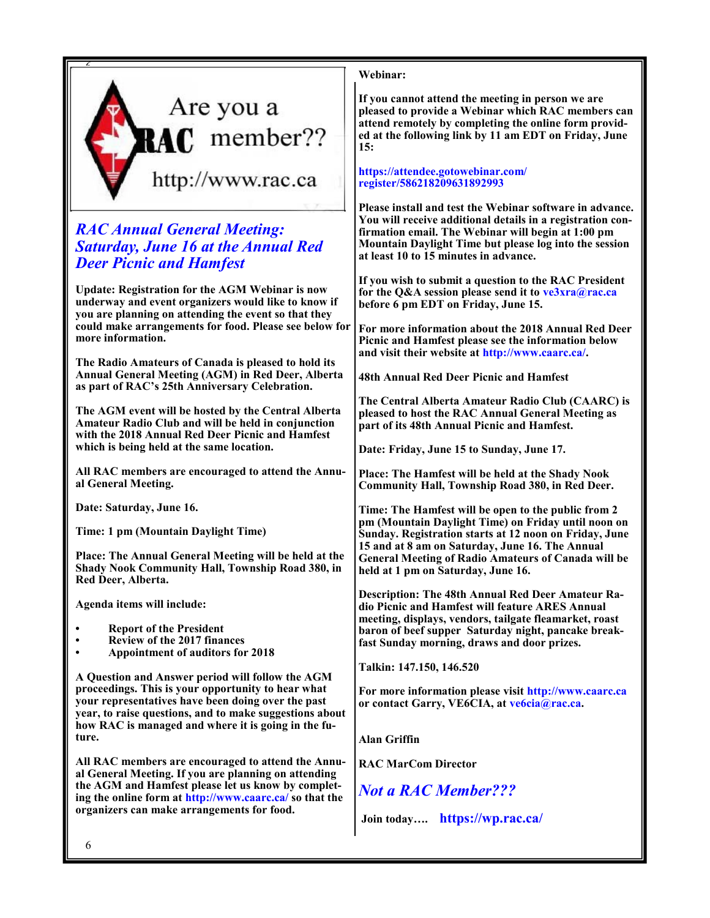Are you a RAC member??

http://www.rac.ca

## *RAC Annual General Meeting: Saturday, June 16 at the Annual Red Deer Picnic and Hamfest*

**Update: Registration for the AGM Webinar is now underway and event organizers would like to know if you are planning on attending the event so that they could make arrangements for food. Please see below for more information.**

**The Radio Amateurs of Canada is pleased to hold its Annual General Meeting (AGM) in Red Deer, Alberta as part of RAC's 25th Anniversary Celebration.**

**The AGM event will be hosted by the Central Alberta Amateur Radio Club and will be held in conjunction with the 2018 Annual Red Deer Picnic and Hamfest which is being held at the same location.**

**All RAC members are encouraged to attend the Annual General Meeting.**

**Date: Saturday, June 16.**

**Time: 1 pm (Mountain Daylight Time)**

**Place: The Annual General Meeting will be held at the Shady Nook Community Hall, Township Road 380, in Red Deer, Alberta.**

**Agenda items will include:**

- **Report of the President**
- **Review of the 2017 finances**
- **Appointment of auditors for 2018**

**A Question and Answer period will follow the AGM proceedings. This is your opportunity to hear what your representatives have been doing over the past year, to raise questions, and to make suggestions about how RAC is managed and where it is going in the future.**

**All RAC members are encouraged to attend the Annual General Meeting. If you are planning on attending the AGM and Hamfest please let us know by completing the online form at http://www.caarc.ca/ so that the organizers can make arrangements for food.**

**Webinar:**

**If you cannot attend the meeting in person we are pleased to provide a Webinar which RAC members can attend remotely by completing the online form provided at the following link by 11 am EDT on Friday, June 15:**

**https://attendee.gotowebinar.com/register/586218209631892993**

**Please install and test the Webinar software in advance. You will receive additional details in a registration confirmation email. The Webinar will begin at 1:00 pm Mountain Daylight Time but please log into the session at least 10 to 15 minutes in advance.**

**If you wish to submit a question to the RAC President for the Q&A session please send it to ve3xra@rac.ca before 6 pm EDT on Friday, June 15.**

**For more information about the 2018 Annual Red Deer Picnic and Hamfest please see the information below and visit their website at http://www.caarc.ca/.**

**48th Annual Red Deer Picnic and Hamfest**

**The Central Alberta Amateur Radio Club (CAARC) is pleased to host the RAC Annual General Meeting as part of its 48th Annual Picnic and Hamfest.**

**Date: Friday, June 15 to Sunday, June 17.**

**Place: The Hamfest will be held at the Shady Nook Community Hall, Township Road 380, in Red Deer.**

**Time: The Hamfest will be open to the public from 2 pm (Mountain Daylight Time) on Friday until noon on Sunday. Registration starts at 12 noon on Friday, June 15 and at 8 am on Saturday, June 16. The Annual General Meeting of Radio Amateurs of Canada will be held at 1 pm on Saturday, June 16.**

**Description: The 48th Annual Red Deer Amateur Radio Picnic and Hamfest will feature ARES Annual meeting, displays, vendors, tailgate fleamarket, roast baron of beef supper Saturday night, pancake breakfast Sunday morning, draws and door prizes.**

**Talkin: 147.150, 146.520**

**For more information please visit http://www.caarc.ca or contact Garry, VE6CIA, at ve6cia@rac.ca.**

**Alan Griffin**

**RAC MarCom Director**

## *Not a RAC Member???*

**Join today…. https://wp.rac.ca/**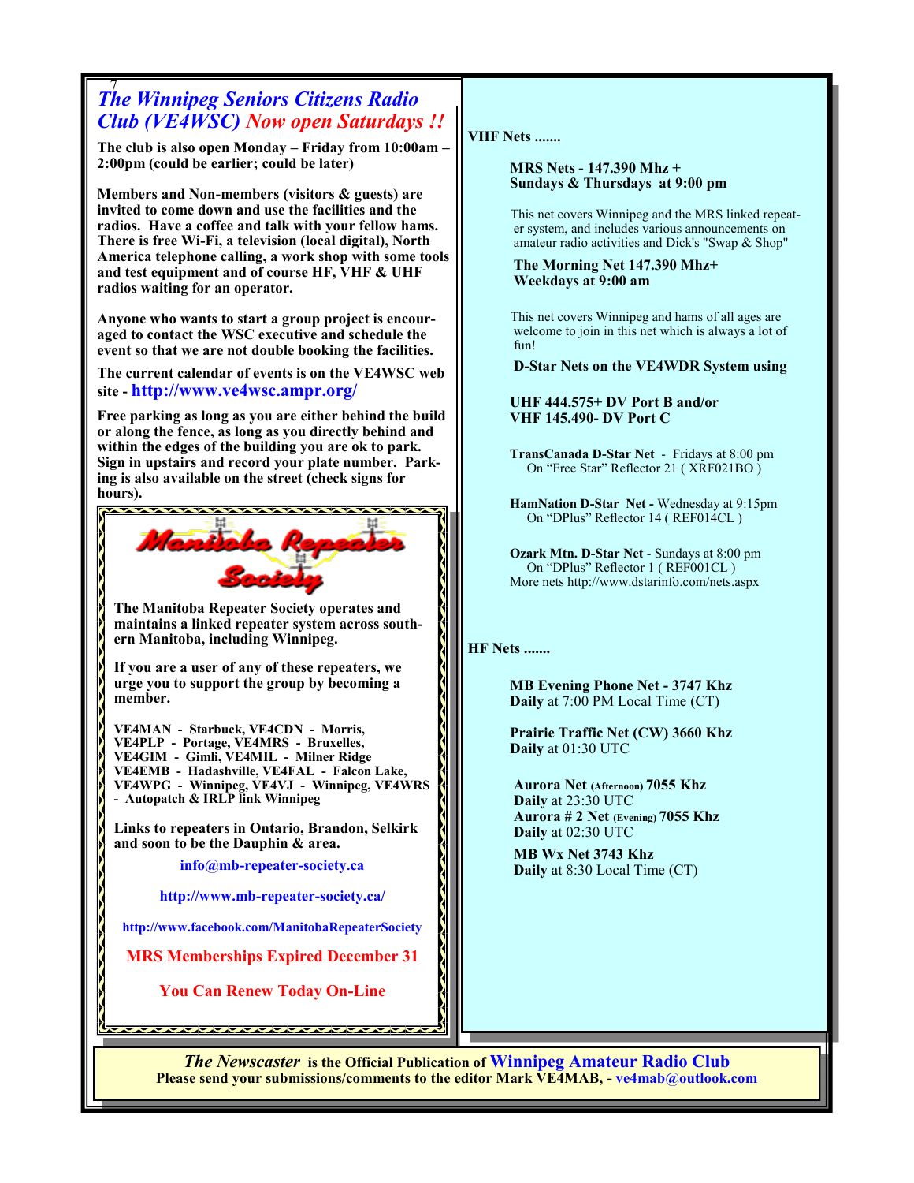## *The Winnipeg Seniors Citizens Radio Club (VE4WSC) Now open Saturdays !!*

**The club is also open Monday – Friday from 10:00am – 2:00pm (could be earlier; could be later)**

**Members and Non-members (visitors & guests) are invited to come down and use the facilities and the radios. Have a coffee and talk with your fellow hams. There is free Wi-Fi, a television (local digital), North America telephone calling, a work shop with some tools and test equipment and of course HF, VHF & UHF radios waiting for an operator.**

**Anyone who wants to start a group project is encouraged to contact the WSC executive and schedule the event so that we are not double booking the facilities.**

**The current calendar of events is on the VE4WSC web site - http://www.ve4wsc.ampr.org/**

**Free parking as long as you are either behind the build or along the fence, as long as you directly behind and within the edges of the building you are ok to park. Sign in upstairs and record your plate number. Parking is also available on the street (check signs for hours).**

## Manitoba Repeater Society

**The Manitoba Repeater Society operates and maintains a linked repeater system across southern Manitoba, including Winnipeg.**

**If you are a user of any of these repeaters, we urge you to support the group by becoming a member.**

**VE4MAN - Starbuck, VE4CDN - Morris, VE4PLP - Portage, VE4MRS - Bruxelles, VE4GIM - Gimli, VE4MIL - Milner Ridge VE4EMB - Hadashville, VE4FAL - Falcon Lake, VE4WPG - Winnipeg, VE4VJ - Winnipeg, VE4WRS - Autopatch & IRLP link Winnipeg**

**Links to repeaters in Ontario, Brandon, Selkirk and soon to be the Dauphin & area.**

**info@mb-repeater-society.ca**

**http://www.mb-repeater-society.ca/**

**http://www.facebook.com/ManitobaRepeaterSociety**

**MRS Memberships Expired December 31**

**You Can Renew Today On-Line**

### VHF Nets .......

**MRS Nets - 147.390 Mhz +**
**Sundays & Thursdays at 9:00 pm**

This net covers Winnipeg and the MRS linked repeater system, and includes various announcements on amateur radio activities and Dick's "Swap & Shop"

**The Morning Net 147.390 Mhz+**
**Weekdays at 9:00 am**

This net covers Winnipeg and hams of all ages are welcome to join in this net which is always a lot of fun!

**D-Star Nets on the VE4WDR System using**

**UHF 444.575+ DV Port B and/or**
**VHF 145.490- DV Port C**

**TransCanada D-Star Net** - Fridays at 8:00 pm
On "Free Star" Reflector 21 ( XRF021BO )

**HamNation D-Star Net -** Wednesday at 9:15pm
On "DPlus" Reflector 14 ( REF014CL )

**Ozark Mtn. D-Star Net** - Sundays at 8:00 pm
On "DPlus" Reflector 1 ( REF001CL )
More nets http://www.dstarinfo.com/nets.aspx

### HF Nets .......

**MB Evening Phone Net - 3747 Khz**
**Daily** at 7:00 PM Local Time (CT)

**Prairie Traffic Net (CW) 3660 Khz**
**Daily** at 01:30 UTC

**Aurora Net (Afternoon) 7055 Khz**
**Daily** at 23:30 UTC
**Aurora # 2 Net (Evening) 7055 Khz**
**Daily** at 02:30 UTC

**MB Wx Net 3743 Khz**
**Daily** at 8:30 Local Time (CT)

***The Newscaster*** **is the Official Publication of Winnipeg Amateur Radio Club**
**Please send your submissions/comments to the editor Mark VE4MAB, - ve4mab@outlook.com**